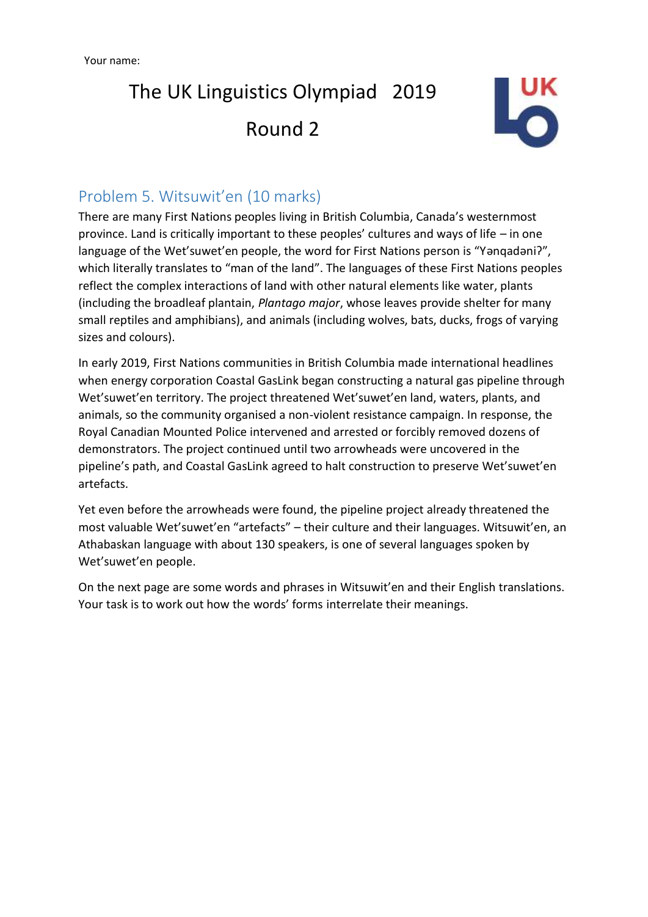Your name:

# The UK Linguistics Olympiad 2019
# Round 2

## Problem 5. Witsuwit’en (10 marks)

There are many First Nations peoples living in British Columbia, Canada’s westernmost province. Land is critically important to these peoples’ cultures and ways of life – in one language of the Wet’suwet’en people, the word for First Nations person is “Yənqadəniʔ”, which literally translates to “man of the land”. The languages of these First Nations peoples reflect the complex interactions of land with other natural elements like water, plants (including the broadleaf plantain, *Plantago major*, whose leaves provide shelter for many small reptiles and amphibians), and animals (including wolves, bats, ducks, frogs of varying sizes and colours).

In early 2019, First Nations communities in British Columbia made international headlines when energy corporation Coastal GasLink began constructing a natural gas pipeline through Wet’suwet’en territory. The project threatened Wet’suwet’en land, waters, plants, and animals, so the community organised a non-violent resistance campaign. In response, the Royal Canadian Mounted Police intervened and arrested or forcibly removed dozens of demonstrators. The project continued until two arrowheads were uncovered in the pipeline’s path, and Coastal GasLink agreed to halt construction to preserve Wet’suwet’en artefacts.

Yet even before the arrowheads were found, the pipeline project already threatened the most valuable Wet’suwet’en “artefacts” – their culture and their languages. Witsuwit’en, an Athabaskan language with about 130 speakers, is one of several languages spoken by Wet’suwet’en people.

On the next page are some words and phrases in Witsuwit’en and their English translations. Your task is to work out how the words’ forms interrelate their meanings.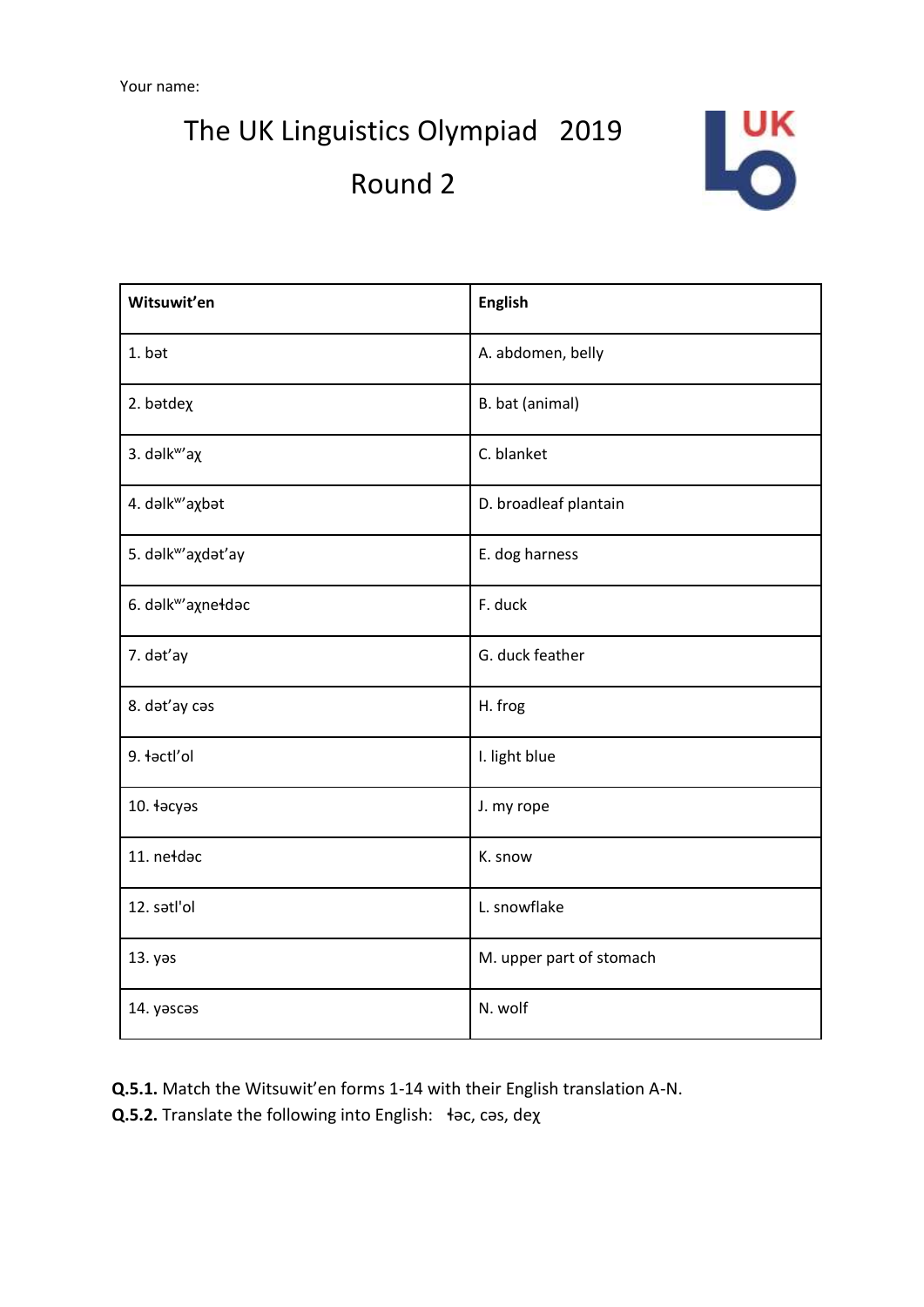Your name:

# The UK Linguistics Olympiad 2019

## Round 2

| Witsuwit’en | English |
|---|---|
| 1. bət | A. abdomen, belly |
| 2. bətdeχ | B. bat (animal) |
| 3. dəlkʷ’aχ | C. blanket |
| 4. dəlkʷ’aχbət | D. broadleaf plantain |
| 5. dəlkʷ’aχdət’ay | E. dog harness |
| 6. dəlkʷ’aχneɬdəc | F. duck |
| 7. dət’ay | G. duck feather |
| 8. dət’ay cəs | H. frog |
| 9. ɬəctl’ol | I. light blue |
| 10. ɬəcyəs | J. my rope |
| 11. neɬdəc | K. snow |
| 12. sətl'ol | L. snowflake |
| 13. yəs | M. upper part of stomach |
| 14. yəscəs | N. wolf |

**Q.5.1.** Match the Witsuwit’en forms 1-14 with their English translation A-N.

**Q.5.2.** Translate the following into English: ɬəc, cəs, deχ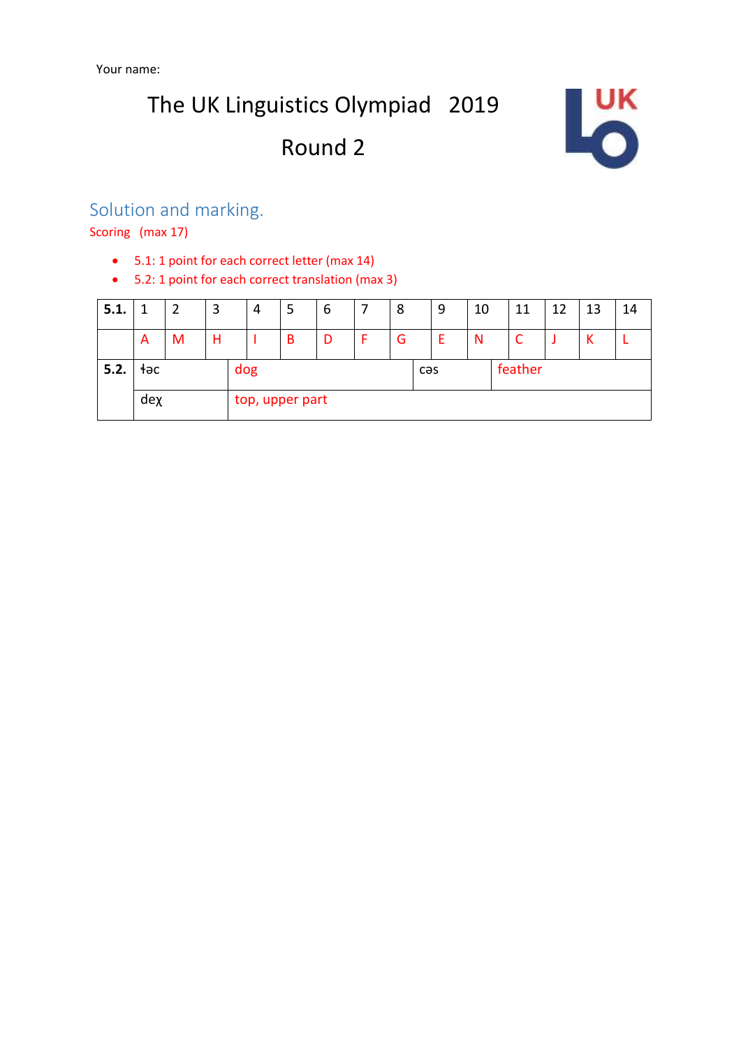Your name:

# The UK Linguistics Olympiad 2019

# Round 2

## Solution and marking.

Scoring (max 17)

- 5.1: 1 point for each correct letter (max 14)
- 5.2: 1 point for each correct translation (max 3)

| | | | | | | | | | | | | | | |
|---|---|---|---|---|---|---|---|---|---|---|---|---|---|---|
| **5.1.** | 1 | 2 | 3 | 4 | 5 | 6 | 7 | 8 | 9 | 10 | 11 | 12 | 13 | 14 |
| | A | M | H | I | B | D | F | G | E | N | C | J | K | L |

| | | | | |
|---|---|---|---|---|
| **5.2.** | ɬəc | dog | cəs | feather |
| | deχ | top, upper part | | |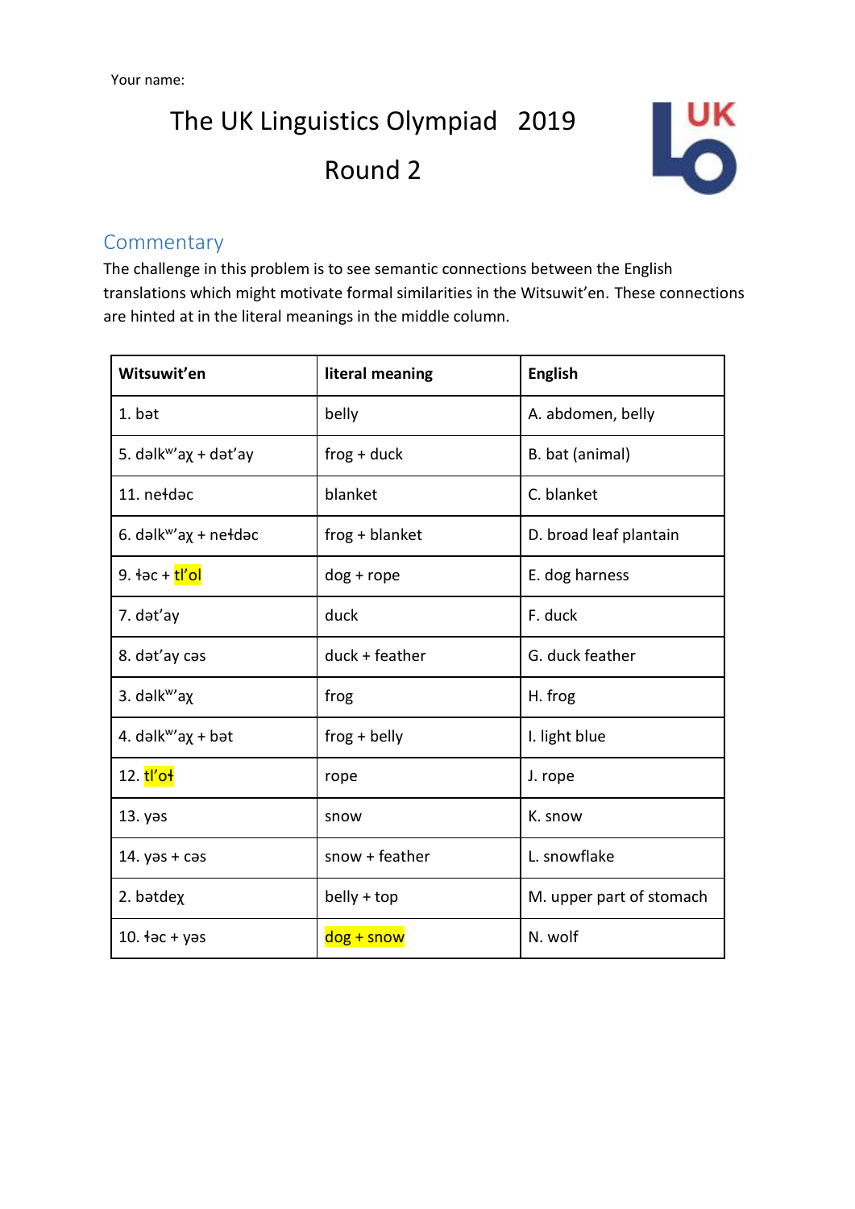Your name:

# The UK Linguistics Olympiad 2019

# Round 2

## Commentary

The challenge in this problem is to see semantic connections between the English translations which might motivate formal similarities in the Witsuwit'en. These connections are hinted at in the literal meanings in the middle column.

| Witsuwit'en | literal meaning | English |
|---|---|---|
| 1. bət | belly | A. abdomen, belly |
| 5. dəlkʷ'aχ + dət'ay | frog + duck | B. bat (animal) |
| 11. neɬdəc | blanket | C. blanket |
| 6. dəlkʷ'aχ + neɬdəc | frog + blanket | D. broad leaf plantain |
| 9. ɬəc + tl'ol | dog + rope | E. dog harness |
| 7. dət'ay | duck | F. duck |
| 8. dət'ay cəs | duck + feather | G. duck feather |
| 3. dəlkʷ'aχ | frog | H. frog |
| 4. dəlkʷ'aχ + bət | frog + belly | I. light blue |
| 12. tl'oɬ | rope | J. rope |
| 13. yəs | snow | K. snow |
| 14. yəs + cəs | snow + feather | L. snowflake |
| 2. bətdeχ | belly + top | M. upper part of stomach |
| 10. ɬəc + yəs | dog + snow | N. wolf |